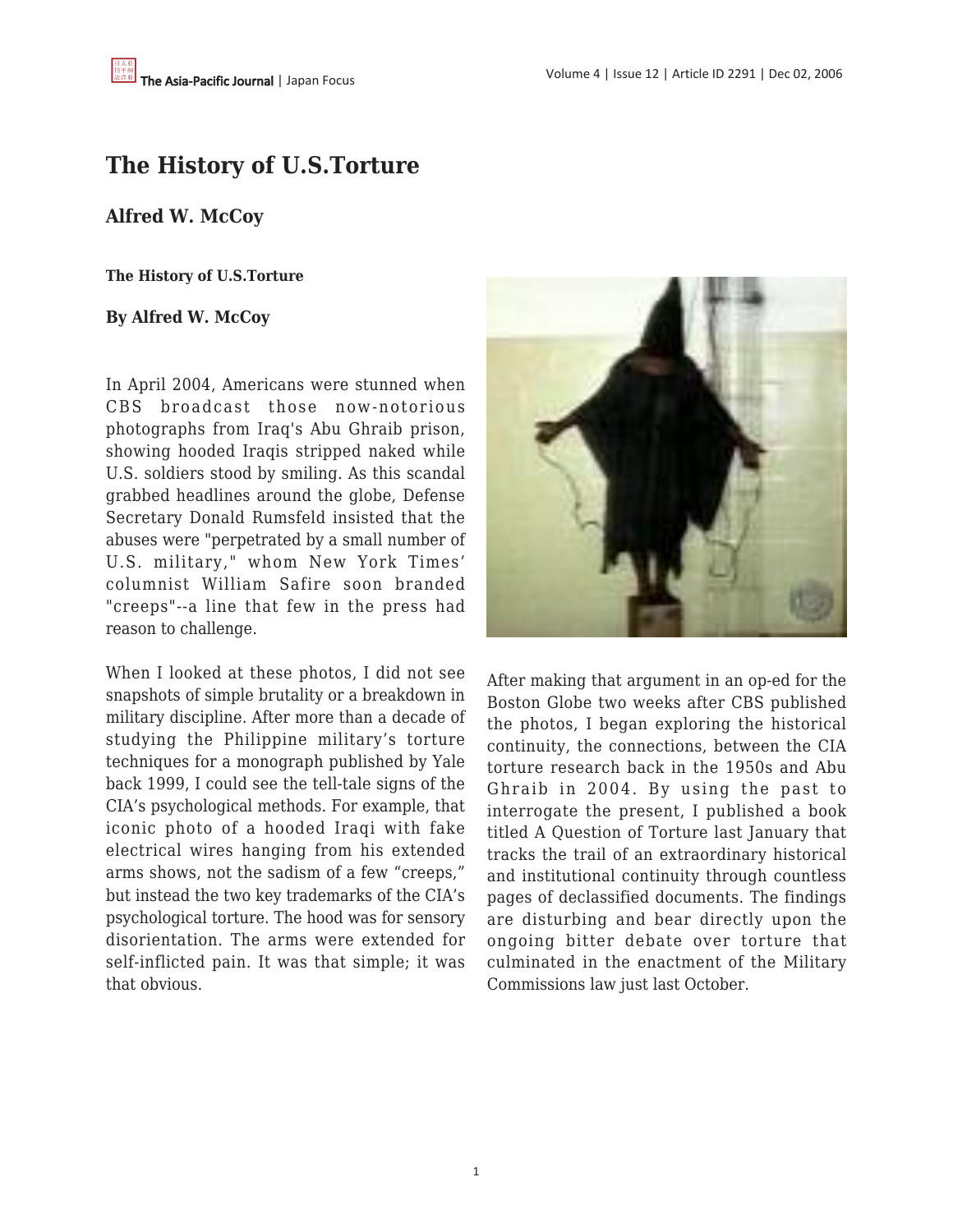# The History of U.S.Torture

## Alfred W. McCoy

**The History of U.S.Torture**

**By Alfred W. McCoy**

In April 2004, Americans were stunned when CBS broadcast those now-notorious photographs from Iraq's Abu Ghraib prison, showing hooded Iraqis stripped naked while U.S. soldiers stood by smiling. As this scandal grabbed headlines around the globe, Defense Secretary Donald Rumsfeld insisted that the abuses were "perpetrated by a small number of U.S. military," whom New York Times' columnist William Safire soon branded "creeps"--a line that few in the press had reason to challenge.

When I looked at these photos, I did not see snapshots of simple brutality or a breakdown in military discipline. After more than a decade of studying the Philippine military's torture techniques for a monograph published by Yale back 1999, I could see the tell-tale signs of the CIA's psychological methods. For example, that iconic photo of a hooded Iraqi with fake electrical wires hanging from his extended arms shows, not the sadism of a few "creeps," but instead the two key trademarks of the CIA's psychological torture. The hood was for sensory disorientation. The arms were extended for self-inflicted pain. It was that simple; it was that obvious.

After making that argument in an op-ed for the Boston Globe two weeks after CBS published the photos, I began exploring the historical continuity, the connections, between the CIA torture research back in the 1950s and Abu Ghraib in 2004. By using the past to interrogate the present, I published a book titled A Question of Torture last January that tracks the trail of an extraordinary historical and institutional continuity through countless pages of declassified documents. The findings are disturbing and bear directly upon the ongoing bitter debate over torture that culminated in the enactment of the Military Commissions law just last October.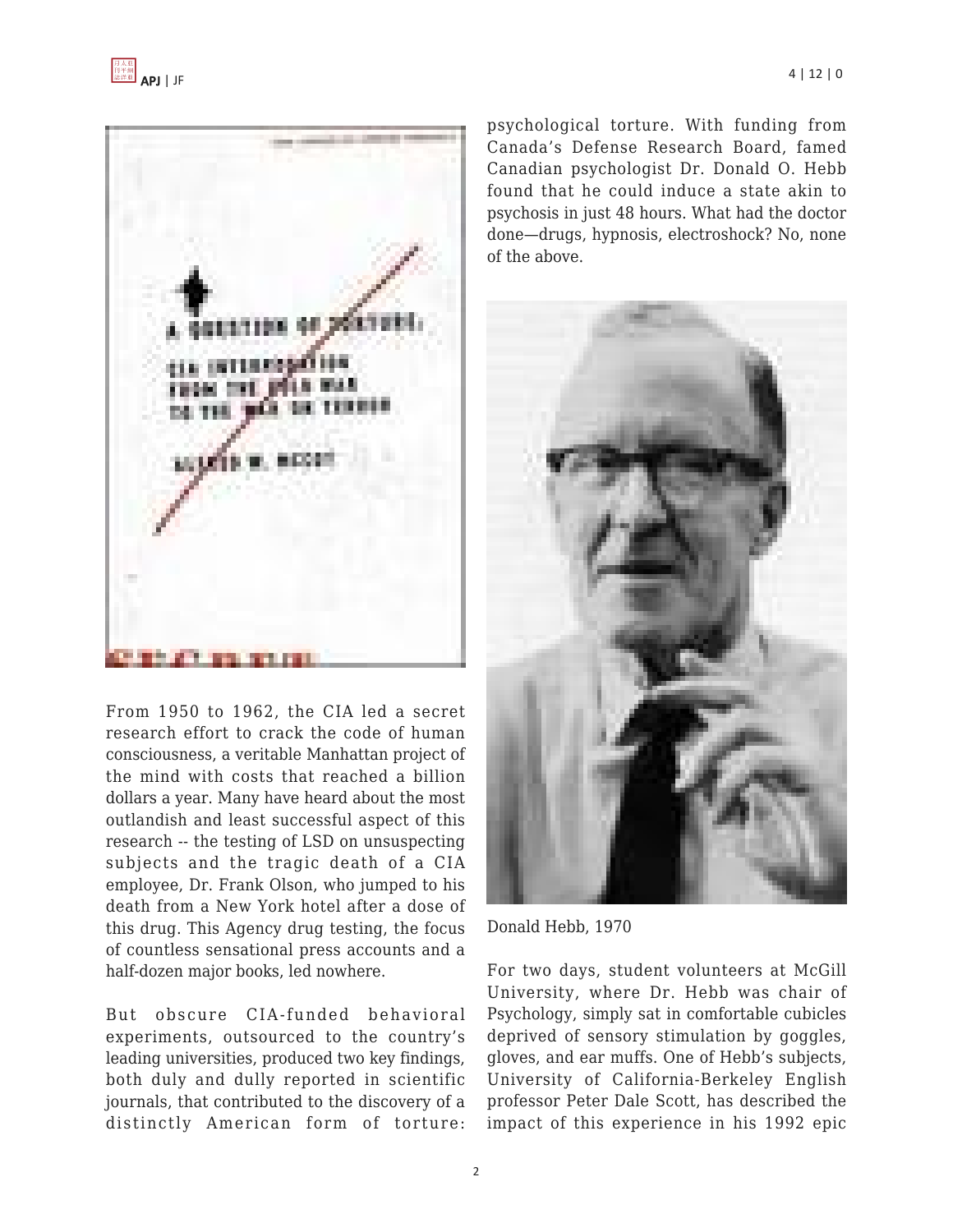From 1950 to 1962, the CIA led a secret research effort to crack the code of human consciousness, a veritable Manhattan project of the mind with costs that reached a billion dollars a year. Many have heard about the most outlandish and least successful aspect of this research -- the testing of LSD on unsuspecting subjects and the tragic death of a CIA employee, Dr. Frank Olson, who jumped to his death from a New York hotel after a dose of this drug. This Agency drug testing, the focus of countless sensational press accounts and a half-dozen major books, led nowhere.

But obscure CIA-funded behavioral experiments, outsourced to the country's leading universities, produced two key findings, both duly and dully reported in scientific journals, that contributed to the discovery of a distinctly American form of torture: psychological torture. With funding from Canada's Defense Research Board, famed Canadian psychologist Dr. Donald O. Hebb found that he could induce a state akin to psychosis in just 48 hours. What had the doctor done—drugs, hypnosis, electroshock? No, none of the above.

Donald Hebb, 1970

For two days, student volunteers at McGill University, where Dr. Hebb was chair of Psychology, simply sat in comfortable cubicles deprived of sensory stimulation by goggles, gloves, and ear muffs. One of Hebb's subjects, University of California-Berkeley English professor Peter Dale Scott, has described the impact of this experience in his 1992 epic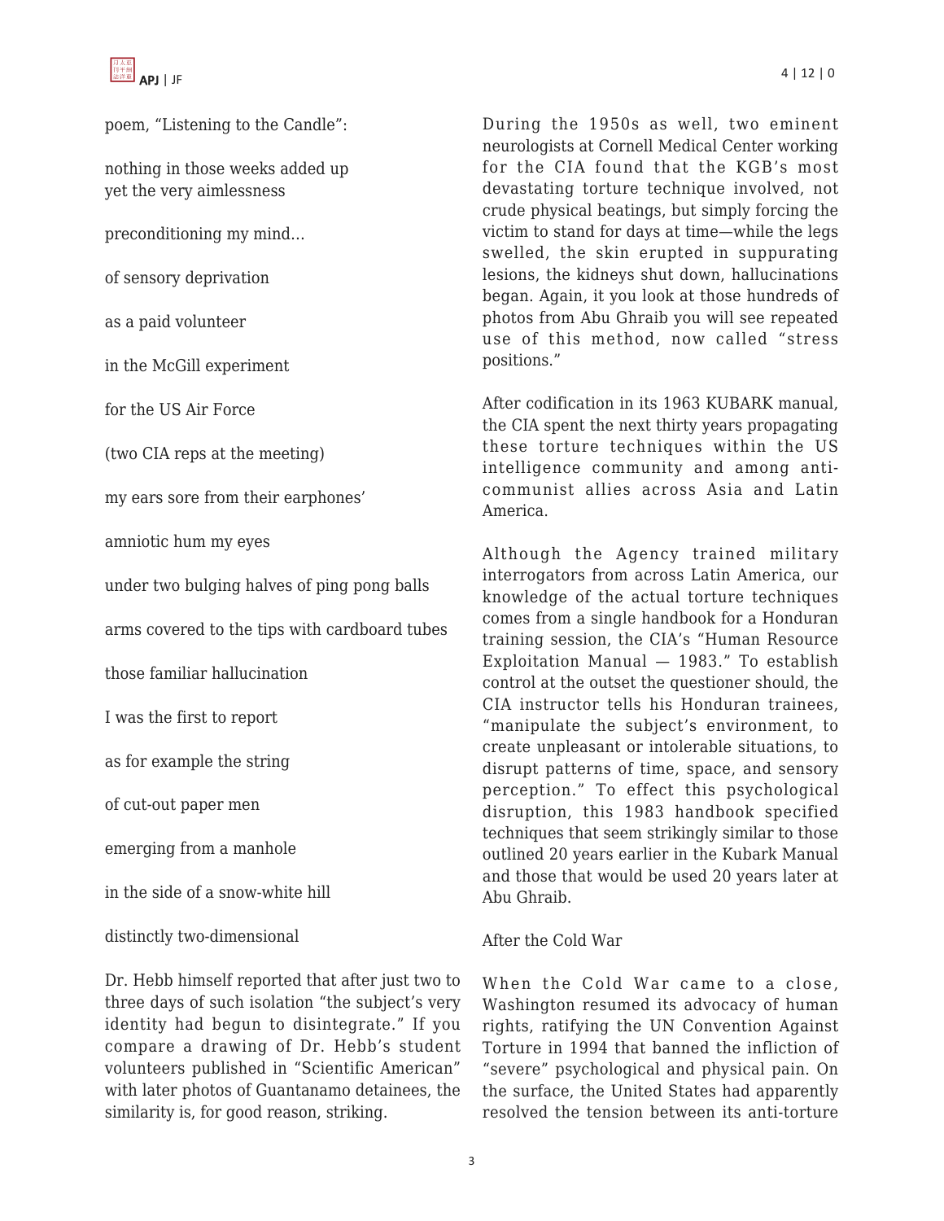poem, "Listening to the Candle":

nothing in those weeks added up
yet the very aimlessness

preconditioning my mind…

of sensory deprivation

as a paid volunteer

in the McGill experiment

for the US Air Force

(two CIA reps at the meeting)

my ears sore from their earphones'

amniotic hum my eyes

under two bulging halves of ping pong balls

arms covered to the tips with cardboard tubes

those familiar hallucination

I was the first to report

as for example the string

of cut-out paper men

emerging from a manhole

in the side of a snow-white hill

distinctly two-dimensional

Dr. Hebb himself reported that after just two to three days of such isolation "the subject's very identity had begun to disintegrate." If you compare a drawing of Dr. Hebb's student volunteers published in "Scientific American" with later photos of Guantanamo detainees, the similarity is, for good reason, striking.

During the 1950s as well, two eminent neurologists at Cornell Medical Center working for the CIA found that the KGB's most devastating torture technique involved, not crude physical beatings, but simply forcing the victim to stand for days at time—while the legs swelled, the skin erupted in suppurating lesions, the kidneys shut down, hallucinations began. Again, it you look at those hundreds of photos from Abu Ghraib you will see repeated use of this method, now called "stress positions."

After codification in its 1963 KUBARK manual, the CIA spent the next thirty years propagating these torture techniques within the US intelligence community and among anti-communist allies across Asia and Latin America.

Although the Agency trained military interrogators from across Latin America, our knowledge of the actual torture techniques comes from a single handbook for a Honduran training session, the CIA's "Human Resource Exploitation Manual — 1983." To establish control at the outset the questioner should, the CIA instructor tells his Honduran trainees, "manipulate the subject's environment, to create unpleasant or intolerable situations, to disrupt patterns of time, space, and sensory perception." To effect this psychological disruption, this 1983 handbook specified techniques that seem strikingly similar to those outlined 20 years earlier in the Kubark Manual and those that would be used 20 years later at Abu Ghraib.

## After the Cold War

When the Cold War came to a close, Washington resumed its advocacy of human rights, ratifying the UN Convention Against Torture in 1994 that banned the infliction of "severe" psychological and physical pain. On the surface, the United States had apparently resolved the tension between its anti-torture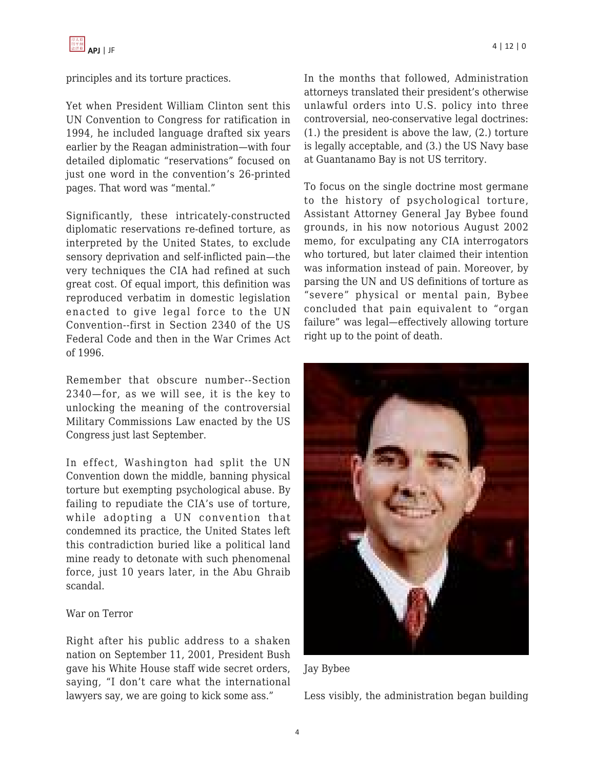principles and its torture practices.

Yet when President William Clinton sent this UN Convention to Congress for ratification in 1994, he included language drafted six years earlier by the Reagan administration—with four detailed diplomatic "reservations" focused on just one word in the convention's 26-printed pages. That word was "mental."

Significantly, these intricately-constructed diplomatic reservations re-defined torture, as interpreted by the United States, to exclude sensory deprivation and self-inflicted pain—the very techniques the CIA had refined at such great cost. Of equal import, this definition was reproduced verbatim in domestic legislation enacted to give legal force to the UN Convention--first in Section 2340 of the US Federal Code and then in the War Crimes Act of 1996.

Remember that obscure number--Section 2340—for, as we will see, it is the key to unlocking the meaning of the controversial Military Commissions Law enacted by the US Congress just last September.

In effect, Washington had split the UN Convention down the middle, banning physical torture but exempting psychological abuse. By failing to repudiate the CIA's use of torture, while adopting a UN convention that condemned its practice, the United States left this contradiction buried like a political land mine ready to detonate with such phenomenal force, just 10 years later, in the Abu Ghraib scandal.

War on Terror

Right after his public address to a shaken nation on September 11, 2001, President Bush gave his White House staff wide secret orders, saying, "I don't care what the international lawyers say, we are going to kick some ass."

In the months that followed, Administration attorneys translated their president's otherwise unlawful orders into U.S. policy into three controversial, neo-conservative legal doctrines: (1.) the president is above the law, (2.) torture is legally acceptable, and (3.) the US Navy base at Guantanamo Bay is not US territory.

To focus on the single doctrine most germane to the history of psychological torture, Assistant Attorney General Jay Bybee found grounds, in his now notorious August 2002 memo, for exculpating any CIA interrogators who tortured, but later claimed their intention was information instead of pain. Moreover, by parsing the UN and US definitions of torture as "severe" physical or mental pain, Bybee concluded that pain equivalent to "organ failure" was legal—effectively allowing torture right up to the point of death.

Jay Bybee

Less visibly, the administration began building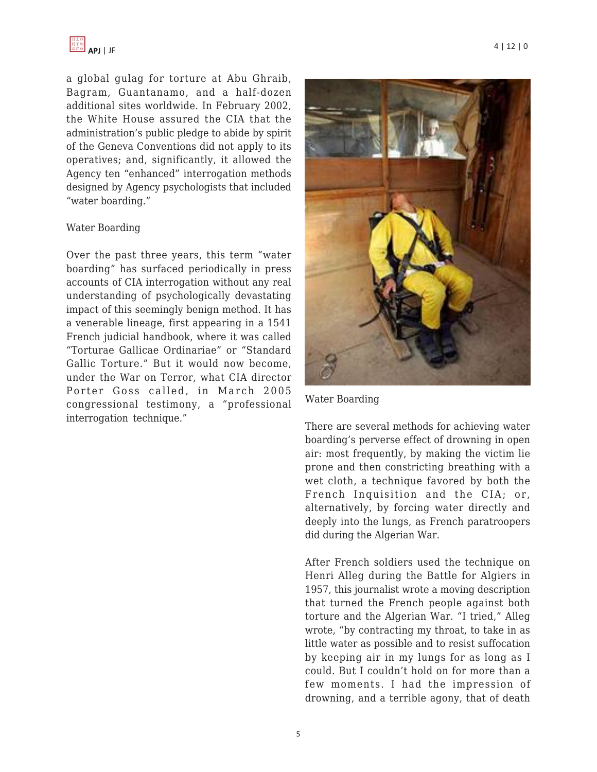a global gulag for torture at Abu Ghraib, Bagram, Guantanamo, and a half-dozen additional sites worldwide. In February 2002, the White House assured the CIA that the administration's public pledge to abide by spirit of the Geneva Conventions did not apply to its operatives; and, significantly, it allowed the Agency ten "enhanced" interrogation methods designed by Agency psychologists that included "water boarding."

Water Boarding

Over the past three years, this term "water boarding" has surfaced periodically in press accounts of CIA interrogation without any real understanding of psychologically devastating impact of this seemingly benign method. It has a venerable lineage, first appearing in a 1541 French judicial handbook, where it was called "Torturae Gallicae Ordinariae" or "Standard Gallic Torture." But it would now become, under the War on Terror, what CIA director Porter Goss called, in March 2005 congressional testimony, a "professional interrogation technique."

Water Boarding

There are several methods for achieving water boarding's perverse effect of drowning in open air: most frequently, by making the victim lie prone and then constricting breathing with a wet cloth, a technique favored by both the French Inquisition and the CIA; or, alternatively, by forcing water directly and deeply into the lungs, as French paratroopers did during the Algerian War.

After French soldiers used the technique on Henri Alleg during the Battle for Algiers in 1957, this journalist wrote a moving description that turned the French people against both torture and the Algerian War. "I tried," Alleg wrote, "by contracting my throat, to take in as little water as possible and to resist suffocation by keeping air in my lungs for as long as I could. But I couldn't hold on for more than a few moments. I had the impression of drowning, and a terrible agony, that of death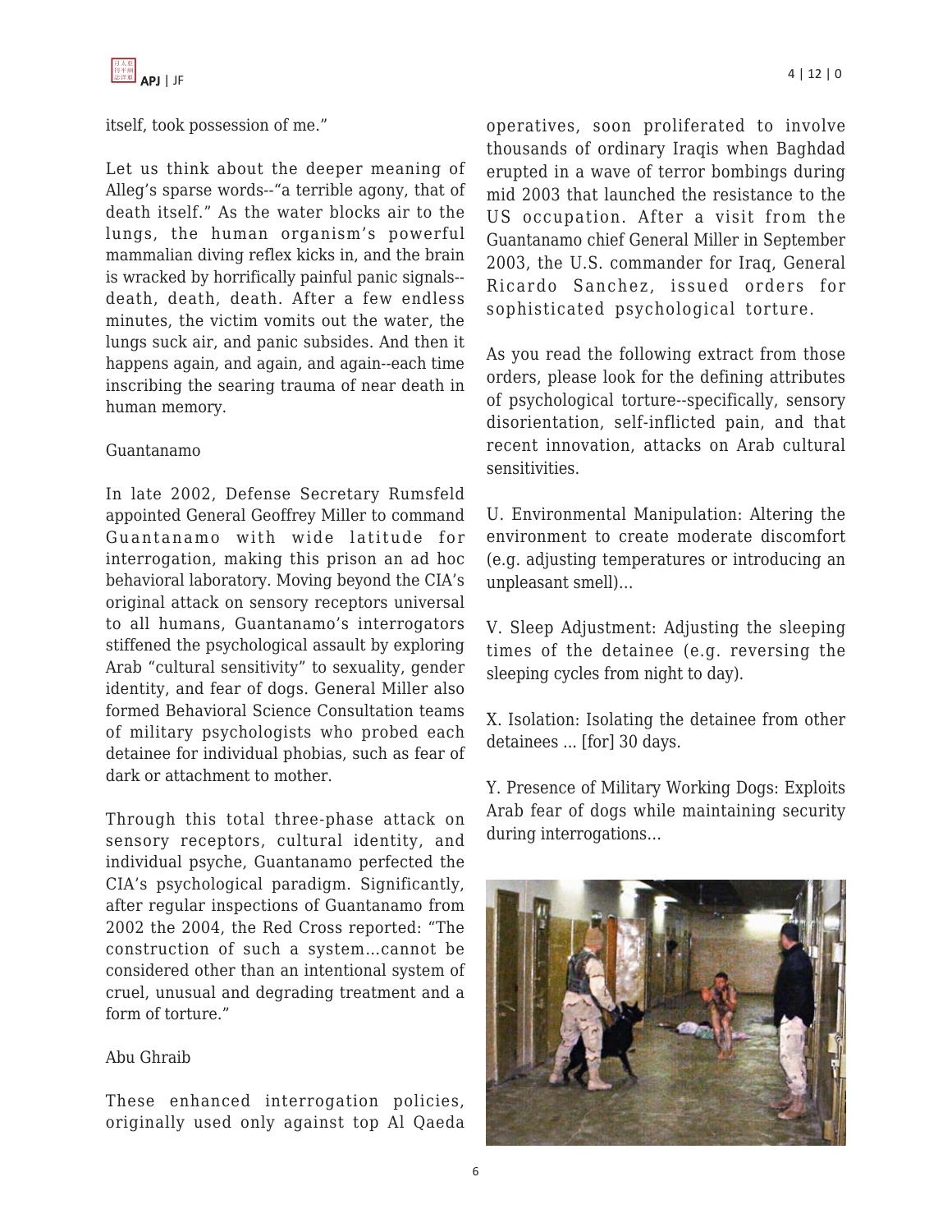itself, took possession of me."

Let us think about the deeper meaning of Alleg's sparse words--"a terrible agony, that of death itself." As the water blocks air to the lungs, the human organism's powerful mammalian diving reflex kicks in, and the brain is wracked by horrifically painful panic signals--death, death, death. After a few endless minutes, the victim vomits out the water, the lungs suck air, and panic subsides. And then it happens again, and again, and again--each time inscribing the searing trauma of near death in human memory.

## Guantanamo

In late 2002, Defense Secretary Rumsfeld appointed General Geoffrey Miller to command Guantanamo with wide latitude for interrogation, making this prison an ad hoc behavioral laboratory. Moving beyond the CIA's original attack on sensory receptors universal to all humans, Guantanamo's interrogators stiffened the psychological assault by exploring Arab "cultural sensitivity" to sexuality, gender identity, and fear of dogs. General Miller also formed Behavioral Science Consultation teams of military psychologists who probed each detainee for individual phobias, such as fear of dark or attachment to mother.

Through this total three-phase attack on sensory receptors, cultural identity, and individual psyche, Guantanamo perfected the CIA's psychological paradigm. Significantly, after regular inspections of Guantanamo from 2002 the 2004, the Red Cross reported: "The construction of such a system...cannot be considered other than an intentional system of cruel, unusual and degrading treatment and a form of torture."

## Abu Ghraib

These enhanced interrogation policies, originally used only against top Al Qaeda operatives, soon proliferated to involve thousands of ordinary Iraqis when Baghdad erupted in a wave of terror bombings during mid 2003 that launched the resistance to the US occupation. After a visit from the Guantanamo chief General Miller in September 2003, the U.S. commander for Iraq, General Ricardo Sanchez, issued orders for sophisticated psychological torture.

As you read the following extract from those orders, please look for the defining attributes of psychological torture--specifically, sensory disorientation, self-inflicted pain, and that recent innovation, attacks on Arab cultural sensitivities.

U. Environmental Manipulation: Altering the environment to create moderate discomfort (e.g. adjusting temperatures or introducing an unpleasant smell)...

V. Sleep Adjustment: Adjusting the sleeping times of the detainee (e.g. reversing the sleeping cycles from night to day).

X. Isolation: Isolating the detainee from other detainees ... [for] 30 days.

Y. Presence of Military Working Dogs: Exploits Arab fear of dogs while maintaining security during interrogations...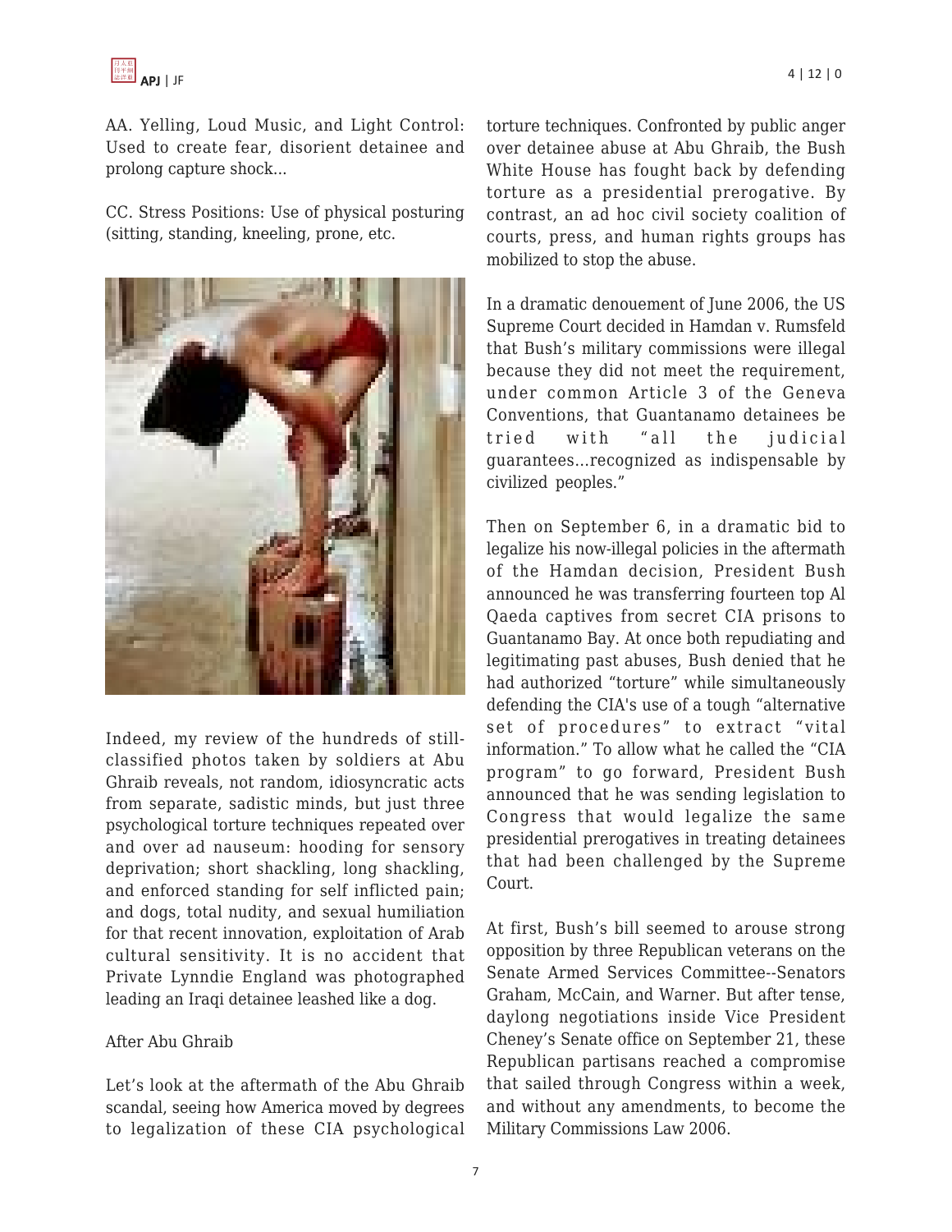AA. Yelling, Loud Music, and Light Control: Used to create fear, disorient detainee and prolong capture shock...

CC. Stress Positions: Use of physical posturing (sitting, standing, kneeling, prone, etc.

Indeed, my review of the hundreds of still-classified photos taken by soldiers at Abu Ghraib reveals, not random, idiosyncratic acts from separate, sadistic minds, but just three psychological torture techniques repeated over and over ad nauseum: hooding for sensory deprivation; short shackling, long shackling, and enforced standing for self inflicted pain; and dogs, total nudity, and sexual humiliation for that recent innovation, exploitation of Arab cultural sensitivity. It is no accident that Private Lynndie England was photographed leading an Iraqi detainee leashed like a dog.

After Abu Ghraib

Let's look at the aftermath of the Abu Ghraib scandal, seeing how America moved by degrees to legalization of these CIA psychological torture techniques. Confronted by public anger over detainee abuse at Abu Ghraib, the Bush White House has fought back by defending torture as a presidential prerogative. By contrast, an ad hoc civil society coalition of courts, press, and human rights groups has mobilized to stop the abuse.

In a dramatic denouement of June 2006, the US Supreme Court decided in Hamdan v. Rumsfeld that Bush's military commissions were illegal because they did not meet the requirement, under common Article 3 of the Geneva Conventions, that Guantanamo detainees be tried with "all the judicial guarantees...recognized as indispensable by civilized peoples."

Then on September 6, in a dramatic bid to legalize his now-illegal policies in the aftermath of the Hamdan decision, President Bush announced he was transferring fourteen top Al Qaeda captives from secret CIA prisons to Guantanamo Bay. At once both repudiating and legitimating past abuses, Bush denied that he had authorized "torture" while simultaneously defending the CIA's use of a tough "alternative set of procedures" to extract "vital information." To allow what he called the "CIA program" to go forward, President Bush announced that he was sending legislation to Congress that would legalize the same presidential prerogatives in treating detainees that had been challenged by the Supreme Court.

At first, Bush's bill seemed to arouse strong opposition by three Republican veterans on the Senate Armed Services Committee--Senators Graham, McCain, and Warner. But after tense, daylong negotiations inside Vice President Cheney's Senate office on September 21, these Republican partisans reached a compromise that sailed through Congress within a week, and without any amendments, to become the Military Commissions Law 2006.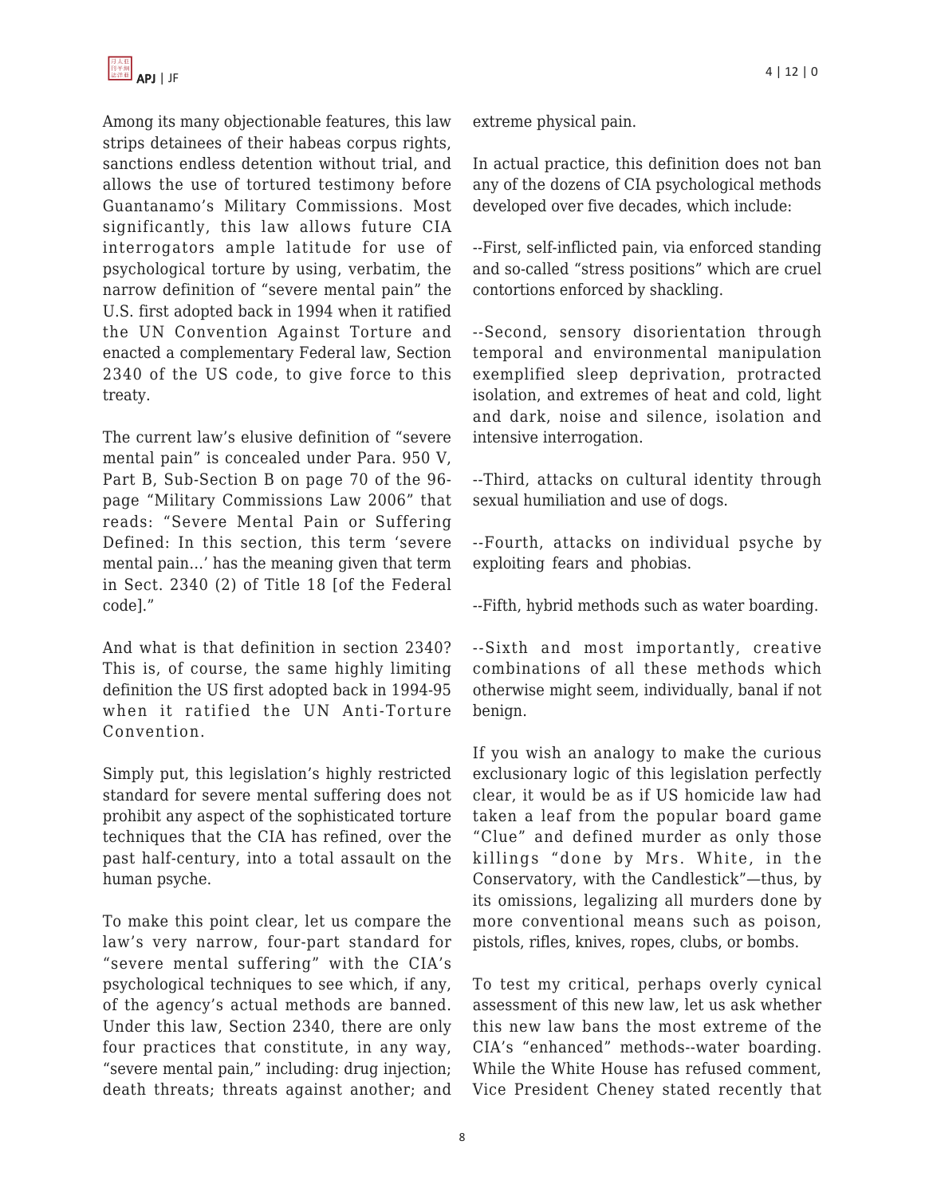Among its many objectionable features, this law strips detainees of their habeas corpus rights, sanctions endless detention without trial, and allows the use of tortured testimony before Guantanamo's Military Commissions. Most significantly, this law allows future CIA interrogators ample latitude for use of psychological torture by using, verbatim, the narrow definition of "severe mental pain" the U.S. first adopted back in 1994 when it ratified the UN Convention Against Torture and enacted a complementary Federal law, Section 2340 of the US code, to give force to this treaty.

The current law's elusive definition of "severe mental pain" is concealed under Para. 950 V, Part B, Sub-Section B on page 70 of the 96-page "Military Commissions Law 2006" that reads: "Severe Mental Pain or Suffering Defined: In this section, this term 'severe mental pain…' has the meaning given that term in Sect. 2340 (2) of Title 18 [of the Federal code]."

And what is that definition in section 2340? This is, of course, the same highly limiting definition the US first adopted back in 1994-95 when it ratified the UN Anti-Torture Convention.

Simply put, this legislation's highly restricted standard for severe mental suffering does not prohibit any aspect of the sophisticated torture techniques that the CIA has refined, over the past half-century, into a total assault on the human psyche.

To make this point clear, let us compare the law's very narrow, four-part standard for "severe mental suffering" with the CIA's psychological techniques to see which, if any, of the agency's actual methods are banned. Under this law, Section 2340, there are only four practices that constitute, in any way, "severe mental pain," including: drug injection; death threats; threats against another; and extreme physical pain.

In actual practice, this definition does not ban any of the dozens of CIA psychological methods developed over five decades, which include:

--First, self-inflicted pain, via enforced standing and so-called "stress positions" which are cruel contortions enforced by shackling.

--Second, sensory disorientation through temporal and environmental manipulation exemplified sleep deprivation, protracted isolation, and extremes of heat and cold, light and dark, noise and silence, isolation and intensive interrogation.

--Third, attacks on cultural identity through sexual humiliation and use of dogs.

--Fourth, attacks on individual psyche by exploiting fears and phobias.

--Fifth, hybrid methods such as water boarding.

--Sixth and most importantly, creative combinations of all these methods which otherwise might seem, individually, banal if not benign.

If you wish an analogy to make the curious exclusionary logic of this legislation perfectly clear, it would be as if US homicide law had taken a leaf from the popular board game "Clue" and defined murder as only those killings "done by Mrs. White, in the Conservatory, with the Candlestick"—thus, by its omissions, legalizing all murders done by more conventional means such as poison, pistols, rifles, knives, ropes, clubs, or bombs.

To test my critical, perhaps overly cynical assessment of this new law, let us ask whether this new law bans the most extreme of the CIA's "enhanced" methods--water boarding. While the White House has refused comment, Vice President Cheney stated recently that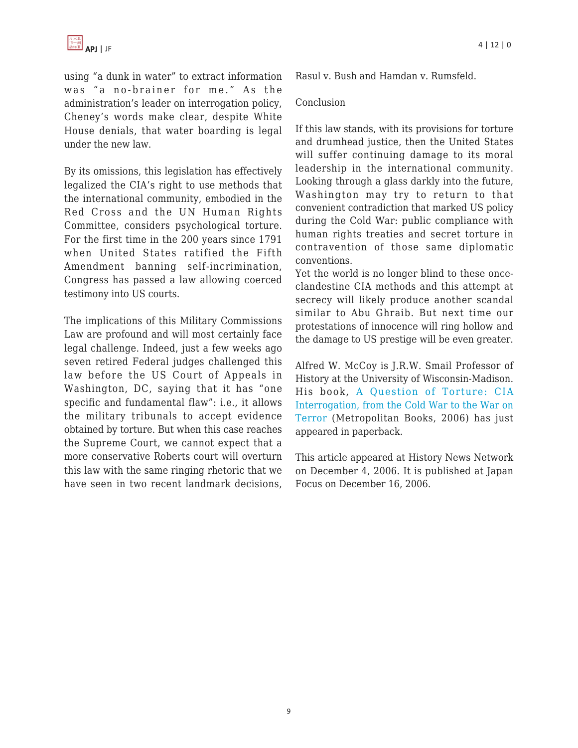using "a dunk in water" to extract information was "a no-brainer for me." As the administration's leader on interrogation policy, Cheney's words make clear, despite White House denials, that water boarding is legal under the new law.

By its omissions, this legislation has effectively legalized the CIA's right to use methods that the international community, embodied in the Red Cross and the UN Human Rights Committee, considers psychological torture. For the first time in the 200 years since 1791 when United States ratified the Fifth Amendment banning self-incrimination, Congress has passed a law allowing coerced testimony into US courts.

The implications of this Military Commissions Law are profound and will most certainly face legal challenge. Indeed, just a few weeks ago seven retired Federal judges challenged this law before the US Court of Appeals in Washington, DC, saying that it has "one specific and fundamental flaw": i.e., it allows the military tribunals to accept evidence obtained by torture. But when this case reaches the Supreme Court, we cannot expect that a more conservative Roberts court will overturn this law with the same ringing rhetoric that we have seen in two recent landmark decisions, Rasul v. Bush and Hamdan v. Rumsfeld.

## Conclusion

If this law stands, with its provisions for torture and drumhead justice, then the United States will suffer continuing damage to its moral leadership in the international community. Looking through a glass darkly into the future, Washington may try to return to that convenient contradiction that marked US policy during the Cold War: public compliance with human rights treaties and secret torture in contravention of those same diplomatic conventions.

Yet the world is no longer blind to these once-clandestine CIA methods and this attempt at secrecy will likely produce another scandal similar to Abu Ghraib. But next time our protestations of innocence will ring hollow and the damage to US prestige will be even greater.

Alfred W. McCoy is J.R.W. Smail Professor of History at the University of Wisconsin-Madison. His book, A Question of Torture: CIA Interrogation, from the Cold War to the War on Terror (Metropolitan Books, 2006) has just appeared in paperback.

This article appeared at History News Network on December 4, 2006. It is published at Japan Focus on December 16, 2006.